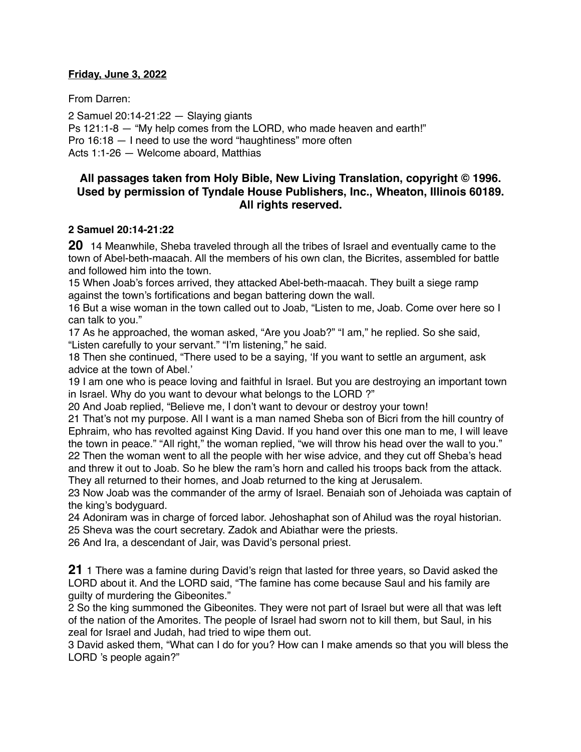**Friday, June 3, 2022**

From Darren:

2 Samuel 20:14-21:22 — Slaying giants
Ps 121:1-8 — "My help comes from the LORD, who made heaven and earth!"
Pro 16:18 — I need to use the word "haughtiness" more often
Acts 1:1-26 — Welcome aboard, Matthias

**All passages taken from Holy Bible, New Living Translation, copyright © 1996. Used by permission of Tyndale House Publishers, Inc., Wheaton, Illinois 60189. All rights reserved.**

**2 Samuel 20:14-21:22**

**20** 14 Meanwhile, Sheba traveled through all the tribes of Israel and eventually came to the town of Abel-beth-maacah. All the members of his own clan, the Bicrites, assembled for battle and followed him into the town.
15 When Joab's forces arrived, they attacked Abel-beth-maacah. They built a siege ramp against the town's fortifications and began battering down the wall.
16 But a wise woman in the town called out to Joab, "Listen to me, Joab. Come over here so I can talk to you."
17 As he approached, the woman asked, "Are you Joab?" "I am," he replied. So she said, "Listen carefully to your servant." "I'm listening," he said.
18 Then she continued, "There used to be a saying, 'If you want to settle an argument, ask advice at the town of Abel.'
19 I am one who is peace loving and faithful in Israel. But you are destroying an important town in Israel. Why do you want to devour what belongs to the LORD ?"
20 And Joab replied, "Believe me, I don't want to devour or destroy your town!
21 That's not my purpose. All I want is a man named Sheba son of Bicri from the hill country of Ephraim, who has revolted against King David. If you hand over this one man to me, I will leave the town in peace." "All right," the woman replied, "we will throw his head over the wall to you."
22 Then the woman went to all the people with her wise advice, and they cut off Sheba's head and threw it out to Joab. So he blew the ram's horn and called his troops back from the attack. They all returned to their homes, and Joab returned to the king at Jerusalem.
23 Now Joab was the commander of the army of Israel. Benaiah son of Jehoiada was captain of the king's bodyguard.
24 Adoniram was in charge of forced labor. Jehoshaphat son of Ahilud was the royal historian.
25 Sheva was the court secretary. Zadok and Abiathar were the priests.
26 And Ira, a descendant of Jair, was David's personal priest.

**21** 1 There was a famine during David's reign that lasted for three years, so David asked the LORD about it. And the LORD said, "The famine has come because Saul and his family are guilty of murdering the Gibeonites."
2 So the king summoned the Gibeonites. They were not part of Israel but were all that was left of the nation of the Amorites. The people of Israel had sworn not to kill them, but Saul, in his zeal for Israel and Judah, had tried to wipe them out.
3 David asked them, "What can I do for you? How can I make amends so that you will bless the LORD 's people again?"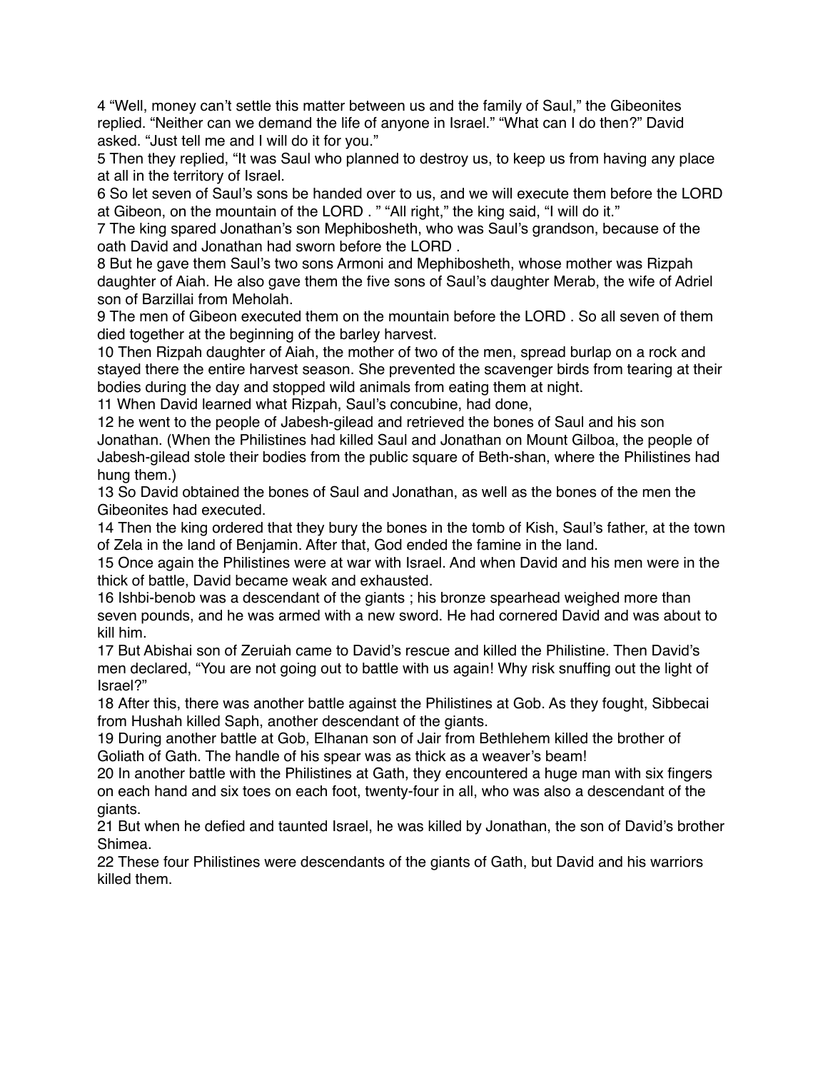4 “Well, money can’t settle this matter between us and the family of Saul,” the Gibeonites replied. “Neither can we demand the life of anyone in Israel.” “What can I do then?” David asked. “Just tell me and I will do it for you.”

5 Then they replied, “It was Saul who planned to destroy us, to keep us from having any place at all in the territory of Israel.

6 So let seven of Saul’s sons be handed over to us, and we will execute them before the LORD at Gibeon, on the mountain of the LORD . ” “All right,” the king said, “I will do it.”

7 The king spared Jonathan’s son Mephibosheth, who was Saul’s grandson, because of the oath David and Jonathan had sworn before the LORD .

8 But he gave them Saul’s two sons Armoni and Mephibosheth, whose mother was Rizpah daughter of Aiah. He also gave them the five sons of Saul’s daughter Merab, the wife of Adriel son of Barzillai from Meholah.

9 The men of Gibeon executed them on the mountain before the LORD . So all seven of them died together at the beginning of the barley harvest.

10 Then Rizpah daughter of Aiah, the mother of two of the men, spread burlap on a rock and stayed there the entire harvest season. She prevented the scavenger birds from tearing at their bodies during the day and stopped wild animals from eating them at night.

11 When David learned what Rizpah, Saul’s concubine, had done,

12 he went to the people of Jabesh-gilead and retrieved the bones of Saul and his son Jonathan. (When the Philistines had killed Saul and Jonathan on Mount Gilboa, the people of Jabesh-gilead stole their bodies from the public square of Beth-shan, where the Philistines had hung them.)

13 So David obtained the bones of Saul and Jonathan, as well as the bones of the men the Gibeonites had executed.

14 Then the king ordered that they bury the bones in the tomb of Kish, Saul’s father, at the town of Zela in the land of Benjamin. After that, God ended the famine in the land.

15 Once again the Philistines were at war with Israel. And when David and his men were in the thick of battle, David became weak and exhausted.

16 Ishbi-benob was a descendant of the giants ; his bronze spearhead weighed more than seven pounds, and he was armed with a new sword. He had cornered David and was about to kill him.

17 But Abishai son of Zeruiah came to David’s rescue and killed the Philistine. Then David’s men declared, “You are not going out to battle with us again! Why risk snuffing out the light of Israel?”

18 After this, there was another battle against the Philistines at Gob. As they fought, Sibbecai from Hushah killed Saph, another descendant of the giants.

19 During another battle at Gob, Elhanan son of Jair from Bethlehem killed the brother of Goliath of Gath. The handle of his spear was as thick as a weaver’s beam!

20 In another battle with the Philistines at Gath, they encountered a huge man with six fingers on each hand and six toes on each foot, twenty-four in all, who was also a descendant of the giants.

21 But when he defied and taunted Israel, he was killed by Jonathan, the son of David’s brother Shimea.

22 These four Philistines were descendants of the giants of Gath, but David and his warriors killed them.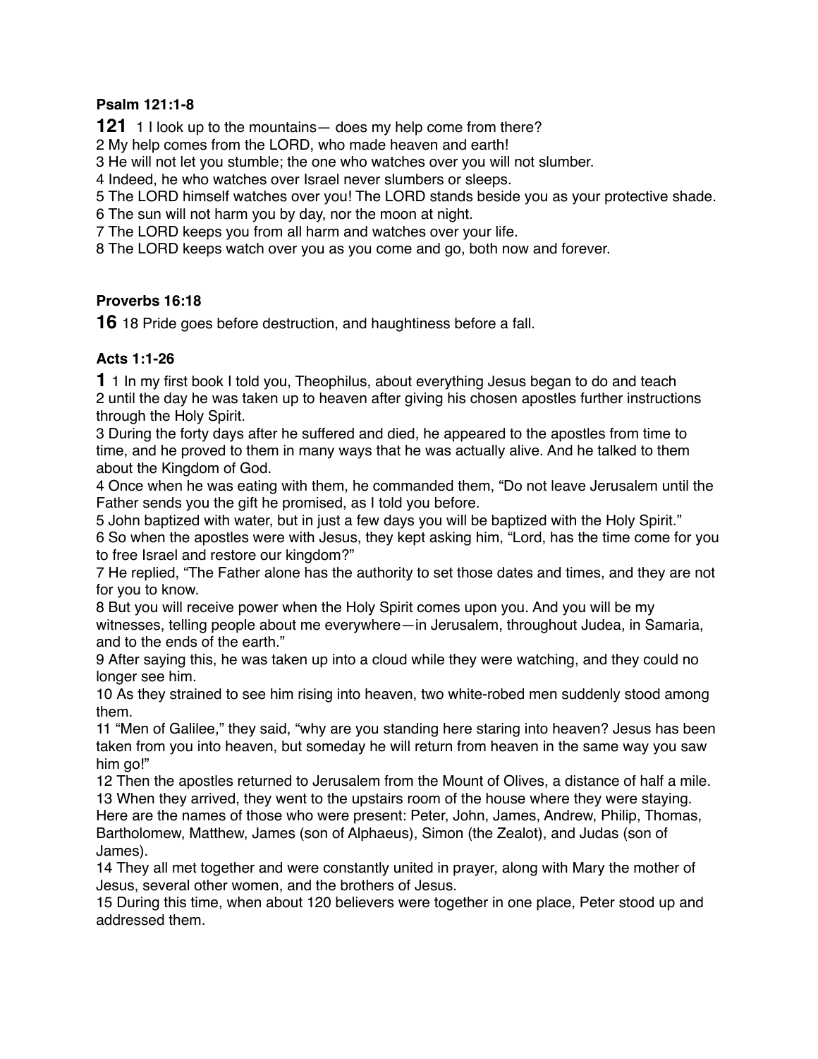**Psalm 121:1-8**

**121** 1 I look up to the mountains— does my help come from there?
2 My help comes from the LORD, who made heaven and earth!
3 He will not let you stumble; the one who watches over you will not slumber.
4 Indeed, he who watches over Israel never slumbers or sleeps.
5 The LORD himself watches over you! The LORD stands beside you as your protective shade.
6 The sun will not harm you by day, nor the moon at night.
7 The LORD keeps you from all harm and watches over your life.
8 The LORD keeps watch over you as you come and go, both now and forever.

**Proverbs 16:18**

**16** 18 Pride goes before destruction, and haughtiness before a fall.

**Acts 1:1-26**

**1** 1 In my first book I told you, Theophilus, about everything Jesus began to do and teach
2 until the day he was taken up to heaven after giving his chosen apostles further instructions through the Holy Spirit.
3 During the forty days after he suffered and died, he appeared to the apostles from time to time, and he proved to them in many ways that he was actually alive. And he talked to them about the Kingdom of God.
4 Once when he was eating with them, he commanded them, “Do not leave Jerusalem until the Father sends you the gift he promised, as I told you before.
5 John baptized with water, but in just a few days you will be baptized with the Holy Spirit.”
6 So when the apostles were with Jesus, they kept asking him, “Lord, has the time come for you to free Israel and restore our kingdom?”
7 He replied, “The Father alone has the authority to set those dates and times, and they are not for you to know.
8 But you will receive power when the Holy Spirit comes upon you. And you will be my witnesses, telling people about me everywhere—in Jerusalem, throughout Judea, in Samaria, and to the ends of the earth.”
9 After saying this, he was taken up into a cloud while they were watching, and they could no longer see him.
10 As they strained to see him rising into heaven, two white-robed men suddenly stood among them.
11 “Men of Galilee,” they said, “why are you standing here staring into heaven? Jesus has been taken from you into heaven, but someday he will return from heaven in the same way you saw him go!”
12 Then the apostles returned to Jerusalem from the Mount of Olives, a distance of half a mile.
13 When they arrived, they went to the upstairs room of the house where they were staying. Here are the names of those who were present: Peter, John, James, Andrew, Philip, Thomas, Bartholomew, Matthew, James (son of Alphaeus), Simon (the Zealot), and Judas (son of James).
14 They all met together and were constantly united in prayer, along with Mary the mother of Jesus, several other women, and the brothers of Jesus.
15 During this time, when about 120 believers were together in one place, Peter stood up and addressed them.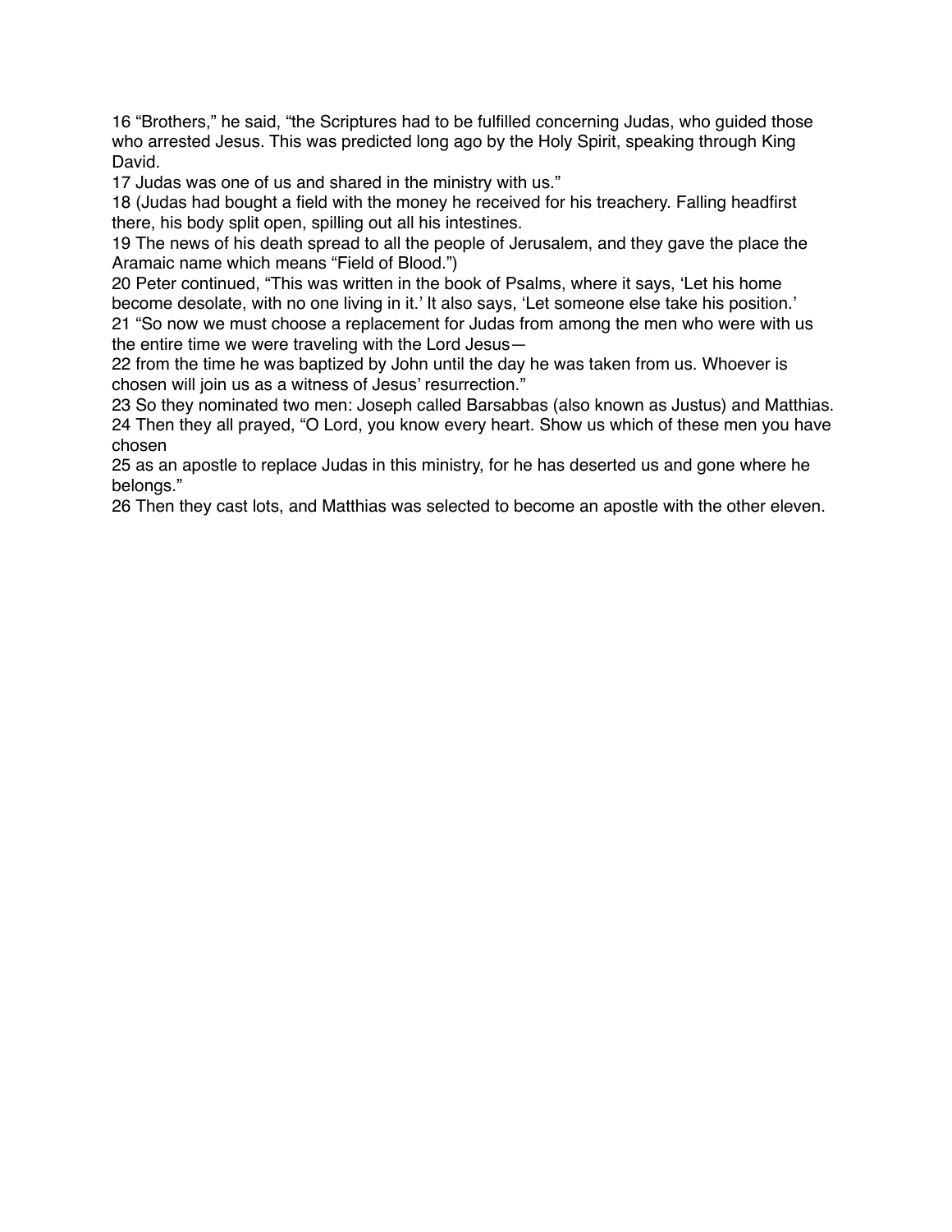16 “Brothers,” he said, “the Scriptures had to be fulfilled concerning Judas, who guided those who arrested Jesus. This was predicted long ago by the Holy Spirit, speaking through King David.
17 Judas was one of us and shared in the ministry with us.”
18 (Judas had bought a field with the money he received for his treachery. Falling headfirst there, his body split open, spilling out all his intestines.
19 The news of his death spread to all the people of Jerusalem, and they gave the place the Aramaic name which means “Field of Blood.”)
20 Peter continued, “This was written in the book of Psalms, where it says, ‘Let his home become desolate, with no one living in it.’ It also says, ‘Let someone else take his position.’
21 “So now we must choose a replacement for Judas from among the men who were with us the entire time we were traveling with the Lord Jesus—
22 from the time he was baptized by John until the day he was taken from us. Whoever is chosen will join us as a witness of Jesus’ resurrection.”
23 So they nominated two men: Joseph called Barsabbas (also known as Justus) and Matthias.
24 Then they all prayed, “O Lord, you know every heart. Show us which of these men you have chosen
25 as an apostle to replace Judas in this ministry, for he has deserted us and gone where he belongs.”
26 Then they cast lots, and Matthias was selected to become an apostle with the other eleven.